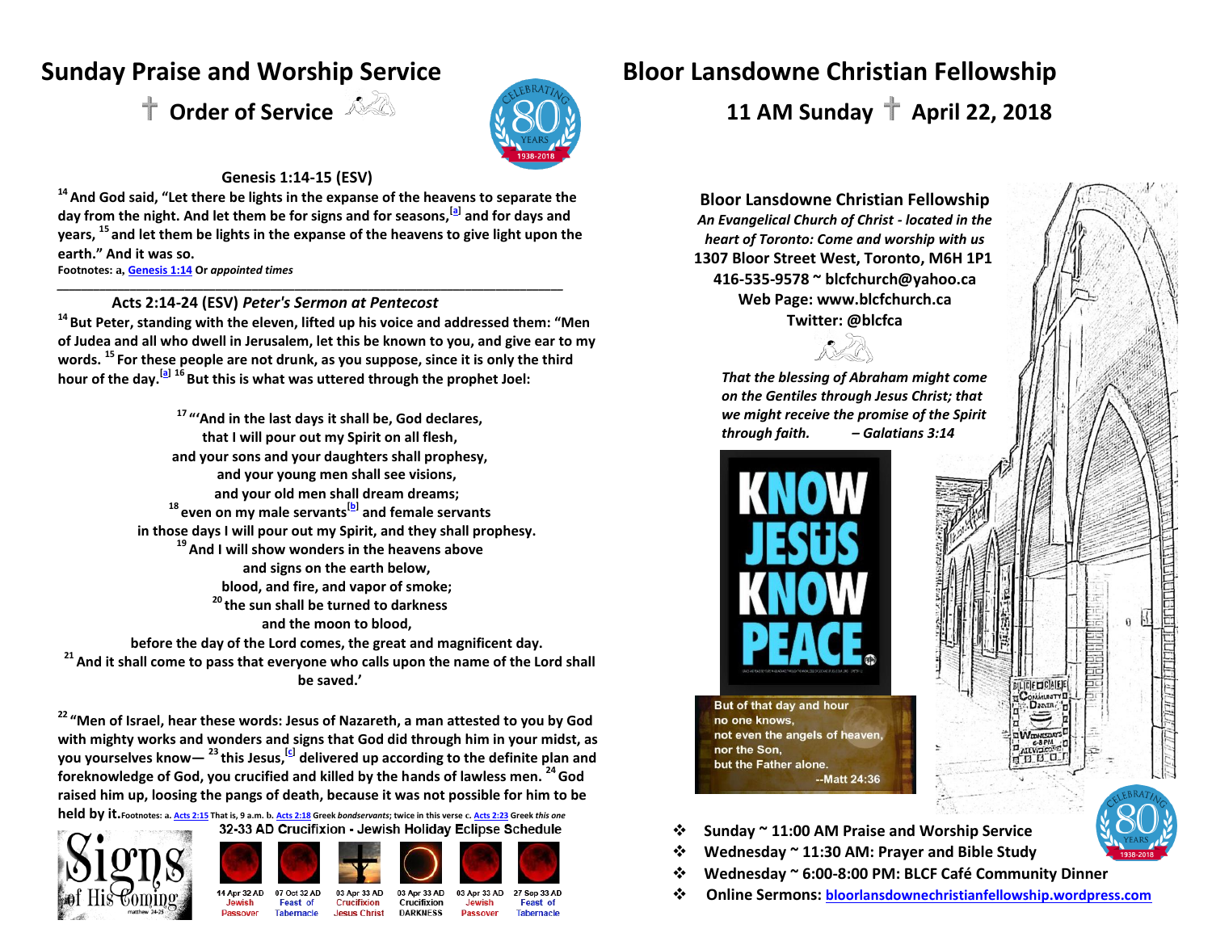# Sunday Praise and Worship Service

## Order of Service

### Genesis 1:14-15 (ESV)

**[14] And God said, "Let there be lights in the expanse of the heavens to separate the day from the night. And let them be for signs and for seasons,[a] and for days and years, [15] and let them be lights in the expanse of the heavens to give light upon the earth." And it was so.**

**Footnotes: a, Genesis 1:14 Or *appointed times***

---

### Acts 2:14-24 (ESV) *Peter's Sermon at Pentecost*

**[14] But Peter, standing with the eleven, lifted up his voice and addressed them: "Men of Judea and all who dwell in Jerusalem, let this be known to you, and give ear to my words. [15] For these people are not drunk, as you suppose, since it is only the third hour of the day.[a] [16] But this is what was uttered through the prophet Joel:**

**[17] "'And in the last days it shall be, God declares,**
**that I will pour out my Spirit on all flesh,**
**and your sons and your daughters shall prophesy,**
**and your young men shall see visions,**
**and your old men shall dream dreams;**
**[18] even on my male servants[b] and female servants**
**in those days I will pour out my Spirit, and they shall prophesy.**
**[19] And I will show wonders in the heavens above**
**and signs on the earth below,**
**blood, and fire, and vapor of smoke;**
**[20] the sun shall be turned to darkness**
**and the moon to blood,**
**before the day of the Lord comes, the great and magnificent day.**
**[21] And it shall come to pass that everyone who calls upon the name of the Lord shall be saved.'**

**[22] "Men of Israel, hear these words: Jesus of Nazareth, a man attested to you by God with mighty works and wonders and signs that God did through him in your midst, as you yourselves know— [23] this Jesus,[c] delivered up according to the definite plan and foreknowledge of God, you crucified and killed by the hands of lawless men. [24] God raised him up, loosing the pangs of death, because it was not possible for him to be held by it.**

**Footnotes: a. Acts 2:15 That is, 9 a.m. b. Acts 2:18 Greek *bondservants*; twice in this verse c. Acts 2:23 Greek *this one***

Signs of His Coming — matthew 24-25

**32-33 AD Crucifixion - Jewish Holiday Eclipse Schedule**

| 14 Apr 32 AD | 07 Oct 32 AD | 03 Apr 33 AD | 03 Apr 33 AD | 03 Apr 33 AD | 27 Sep 33 AD |
|---|---|---|---|---|---|
| Jewish Passover | Feast of Tabernacle | Crucifixion Jesus Christ | Crucifixion DARKNESS | Jewish Passover | Feast of Tabernacle |

# Bloor Lansdowne Christian Fellowship

## 11 AM Sunday April 22, 2018

**Bloor Lansdowne Christian Fellowship**
*An Evangelical Church of Christ - located in the heart of Toronto: Come and worship with us*
**1307 Bloor Street West, Toronto, M6H 1P1**
**416-535-9578 ~ blcfchurch@yahoo.ca**
**Web Page: www.blcfchurch.ca**
**Twitter: @blcfca**

*That the blessing of Abraham might come on the Gentiles through Jesus Christ; that we might receive the promise of the Spirit through faith. – Galatians 3:14*

KNOW JESUS KNOW PEACE

But of that day and hour no one knows, not even the angels of heaven, nor the Son, but the Father alone. --Matt 24:36

- **Sunday ~ 11:00 AM Praise and Worship Service**
- **Wednesday ~ 11:30 AM: Prayer and Bible Study**
- **Wednesday ~ 6:00-8:00 PM: BLCF Café Community Dinner**
- **Online Sermons: bloorlansdownechristianfellowship.wordpress.com**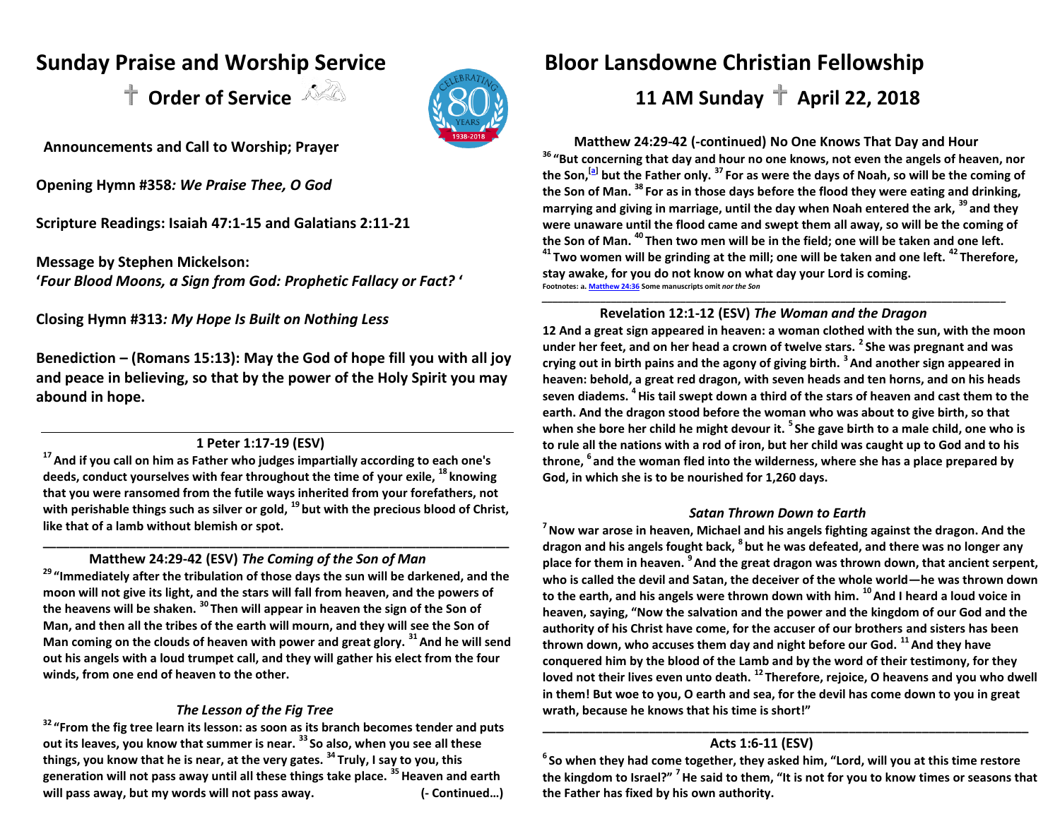# Sunday Praise and Worship Service

## Order of Service

**Announcements and Call to Worship; Prayer**

**Opening Hymn #358*: We Praise Thee, O God***

**Scripture Readings: Isaiah 47:1-15 and Galatians 2:11-21**

**Message by Stephen Mickelson:**
**'*Four Blood Moons, a Sign from God: Prophetic Fallacy or Fact?* '**

**Closing Hymn #313*: My Hope Is Built on Nothing Less***

**Benediction – (Romans 15:13): May the God of hope fill you with all joy and peace in believing, so that by the power of the Holy Spirit you may abound in hope.**

---

**1 Peter 1:17-19 (ESV)**

**[17] And if you call on him as Father who judges impartially according to each one's deeds, conduct yourselves with fear throughout the time of your exile, [18] knowing that you were ransomed from the futile ways inherited from your forefathers, not with perishable things such as silver or gold, [19] but with the precious blood of Christ, like that of a lamb without blemish or spot.**

---

**Matthew 24:29-42 (ESV) *The Coming of the Son of Man***

**[29] "Immediately after the tribulation of those days the sun will be darkened, and the moon will not give its light, and the stars will fall from heaven, and the powers of the heavens will be shaken. [30] Then will appear in heaven the sign of the Son of Man, and then all the tribes of the earth will mourn, and they will see the Son of Man coming on the clouds of heaven with power and great glory. [31] And he will send out his angels with a loud trumpet call, and they will gather his elect from the four winds, from one end of heaven to the other.**

***The Lesson of the Fig Tree***

**[32] "From the fig tree learn its lesson: as soon as its branch becomes tender and puts out its leaves, you know that summer is near. [33] So also, when you see all these things, you know that he is near, at the very gates. [34] Truly, I say to you, this generation will not pass away until all these things take place. [35] Heaven and earth will pass away, but my words will not pass away. (- Continued…)**

# Bloor Lansdowne Christian Fellowship

## 11 AM Sunday April 22, 2018

**Matthew 24:29-42 (-continued) No One Knows That Day and Hour**

**[36] "But concerning that day and hour no one knows, not even the angels of heaven, nor the Son,[a] but the Father only. [37] For as were the days of Noah, so will be the coming of the Son of Man. [38] For as in those days before the flood they were eating and drinking, marrying and giving in marriage, until the day when Noah entered the ark, [39] and they were unaware until the flood came and swept them all away, so will be the coming of the Son of Man. [40] Then two men will be in the field; one will be taken and one left. [41] Two women will be grinding at the mill; one will be taken and one left. [42] Therefore, stay awake, for you do not know on what day your Lord is coming.**

Footnotes: a. Matthew 24:36 Some manuscripts omit *nor the Son*

---

**Revelation 12:1-12 (ESV) *The Woman and the Dragon***

**12 And a great sign appeared in heaven: a woman clothed with the sun, with the moon under her feet, and on her head a crown of twelve stars. [2] She was pregnant and was crying out in birth pains and the agony of giving birth. [3] And another sign appeared in heaven: behold, a great red dragon, with seven heads and ten horns, and on his heads seven diadems. [4] His tail swept down a third of the stars of heaven and cast them to the earth. And the dragon stood before the woman who was about to give birth, so that when she bore her child he might devour it. [5] She gave birth to a male child, one who is to rule all the nations with a rod of iron, but her child was caught up to God and to his throne, [6] and the woman fled into the wilderness, where she has a place prepared by God, in which she is to be nourished for 1,260 days.**

***Satan Thrown Down to Earth***

**[7] Now war arose in heaven, Michael and his angels fighting against the dragon. And the dragon and his angels fought back, [8] but he was defeated, and there was no longer any place for them in heaven. [9] And the great dragon was thrown down, that ancient serpent, who is called the devil and Satan, the deceiver of the whole world—he was thrown down to the earth, and his angels were thrown down with him. [10] And I heard a loud voice in heaven, saying, "Now the salvation and the power and the kingdom of our God and the authority of his Christ have come, for the accuser of our brothers and sisters has been thrown down, who accuses them day and night before our God. [11] And they have conquered him by the blood of the Lamb and by the word of their testimony, for they loved not their lives even unto death. [12] Therefore, rejoice, O heavens and you who dwell in them! But woe to you, O earth and sea, for the devil has come down to you in great wrath, because he knows that his time is short!"**

---

**Acts 1:6-11 (ESV)**

**[6] So when they had come together, they asked him, "Lord, will you at this time restore the kingdom to Israel?" [7] He said to them, "It is not for you to know times or seasons that the Father has fixed by his own authority.**